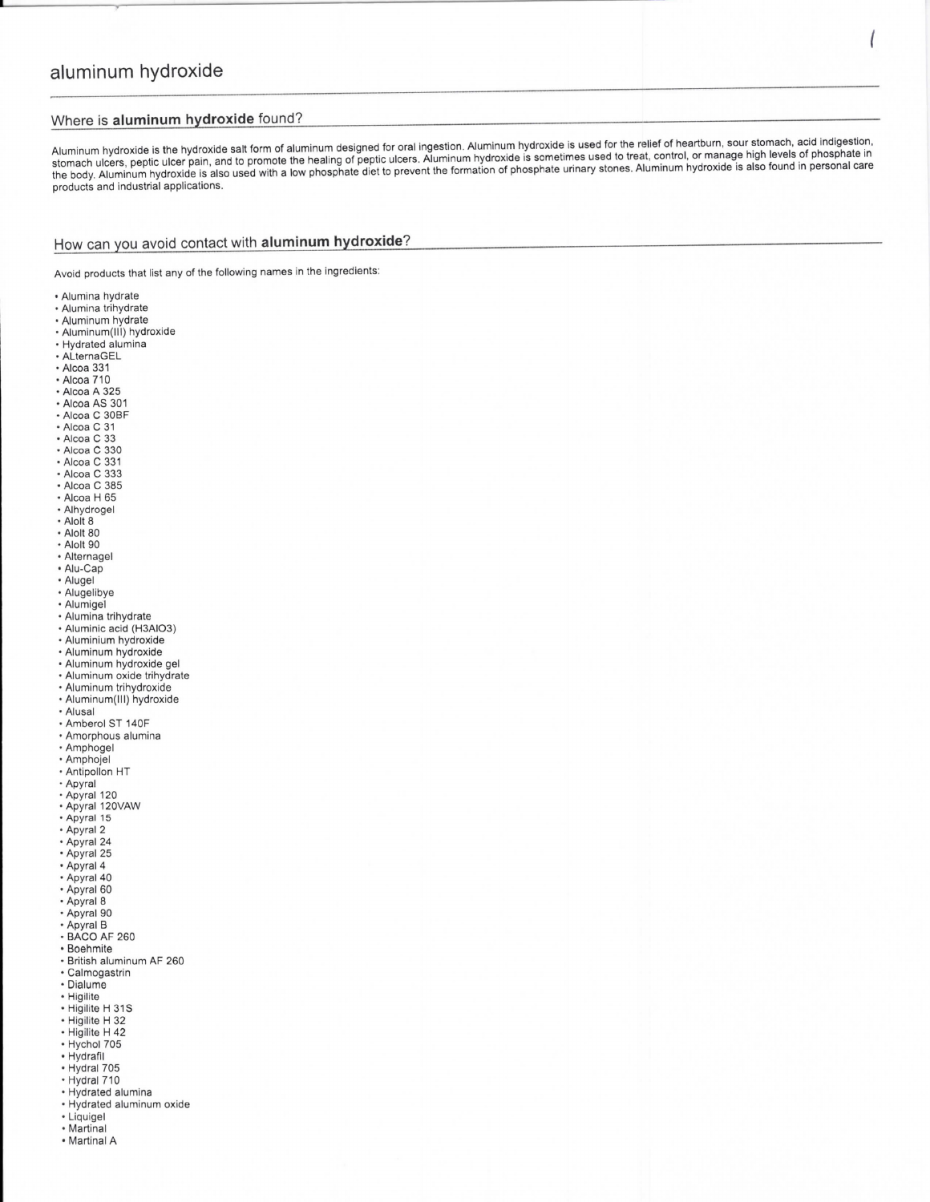# aluminum hydroxide

## Where is **aluminum hydroxide** found?

Aluminum hydroxide is the hydroxide salt form of aluminum designed for oral ingestion. Aluminum hydroxide is used for the relief of heartburn, sour stomach, acid indigestion, stomach ulcers, peptic ulcer pain, and to promote the healing of peptic ulcers. Aluminum hydroxide is sometimes used to treat, control, or manage high levels of phosphate in the body. Aluminum hydroxide is also used with a low phosphate diet to prevent the formation of phosphate urinary stones. Aluminum hydroxide is also found in personal care products and industrial applications.

## How can you avoid contact with **aluminum hydroxide**?

Avoid products that list any of the following names in the ingredients:

- Alumina hydrate
- Alumina trihydrate
- Aluminum hydrate
- Aluminum(III) hydroxide
- Hydrated alumina
- ALternaGEL
- Alcoa 331
- Alcoa 710
- Alcoa A 325
- Alcoa AS 301
- Alcoa C 30BF
- Alcoa C 31
- Alcoa C 33
- Alcoa C 330
- Alcoa C 331
- Alcoa C 333
- Alcoa C 385
- Alcoa H 65
- Alhydrogel
- Aloit 8
- Aloit 80
- Aloit 90
- Alternagel
- Alu-Cap
- Alugel
- Alugelibye
- Alumigel
- Alumina trihydrate
- Aluminic acid (H3AlO3)
- Aluminium hydroxide
- Aluminum hydroxide
- Aluminum hydroxide gel
- Aluminum oxide trihydrate
- Aluminum trihydroxide
- Aluminum(III) hydroxide
- Alusal
- Amberol ST 140F
- Amorphous alumina
- Amphogel
- Amphojel
- Antipollon HT
- Apyral
- Apyral 120
- Apyral 120VAW
- Apyral 15
- Apyral 2
- Apyral 24
- Apyral 25
- Apyral 4
- Apyral 40
- Apyral 60
- Apyral 8
- Apyral 90
- Apyral B
- BACO AF 260
- Boehmite
- British aluminum AF 260
- Calmogastrin
- Dialume
- Higilite
- Higilite H 31S
- Higilite H 32
- Higilite H 42
- Hychol 705
- Hydrafil
- Hydral 705
- Hydral 710
- Hydrated alumina
- Hydrated aluminum oxide
- Liquigel
- Martinal
- Martinal A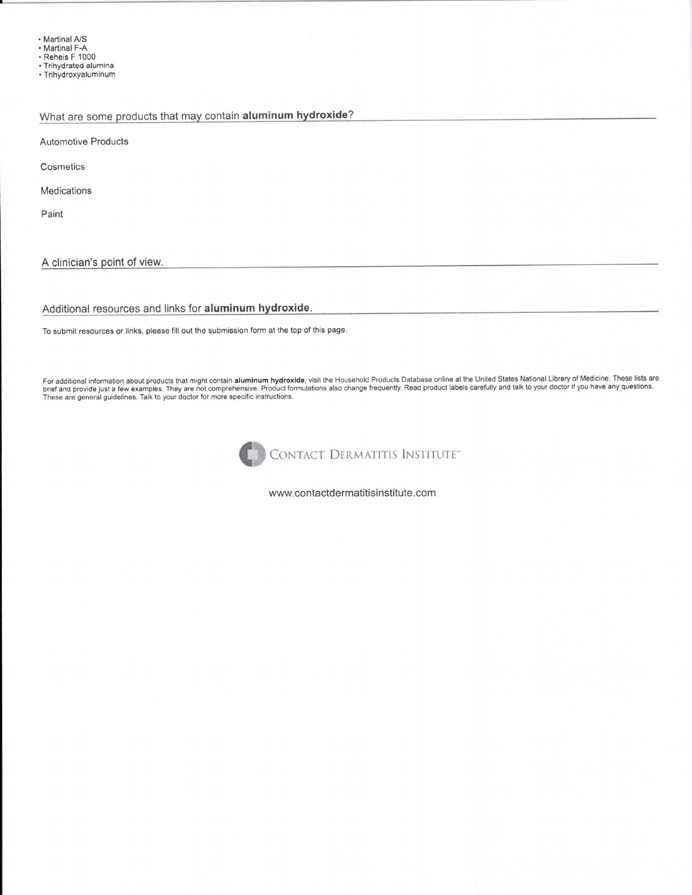- Martinal A/S
- Martinal F-A
- Reheis F 1000
- Trihydrated alumina
- Trihydroxyaluminum

## What are some products that may contain **aluminum hydroxide**?

Automotive Products

Cosmetics

Medications

Paint

## A clinician's point of view.

## Additional resources and links for **aluminum hydroxide**.

To submit resources or links, please fill out the submission form at the top of this page.

For additional information about products that might contain **aluminum hydroxide**, visit the Household Products Database online at the United States National Library of Medicine. These lists are brief and provide just a few examples. They are not comprehensive. Product formulations also change frequently. Read product labels carefully and talk to your doctor if you have any questions. These are general guidelines. Talk to your doctor for more specific instructions.

CONTACT DERMATITIS INSTITUTE™

www.contactdermatitisinstitute.com